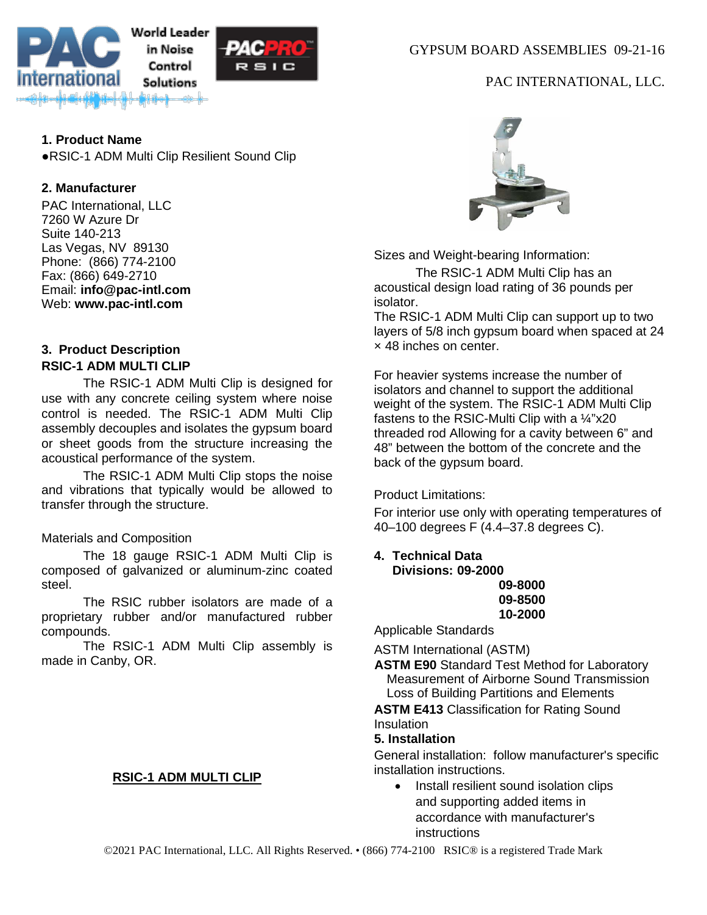GYPSUM BOARD ASSEMBLIES 09-21-16

PAC INTERNATIONAL, LLC.

## 1. Product Name

●RSIC-1 ADM Multi Clip Resilient Sound Clip

## 2. Manufacturer

PAC International, LLC
7260 W Azure Dr
Suite 140-213
Las Vegas, NV 89130
Phone: (866) 774-2100
Fax: (866) 649-2710
Email: **info@pac-intl.com**
Web: **www.pac-intl.com**

## 3. Product Description

**RSIC-1 ADM MULTI CLIP**

The RSIC-1 ADM Multi Clip is designed for use with any concrete ceiling system where noise control is needed. The RSIC-1 ADM Multi Clip assembly decouples and isolates the gypsum board or sheet goods from the structure increasing the acoustical performance of the system.

The RSIC-1 ADM Multi Clip stops the noise and vibrations that typically would be allowed to transfer through the structure.

Materials and Composition

The 18 gauge RSIC-1 ADM Multi Clip is composed of galvanized or aluminum-zinc coated steel.

The RSIC rubber isolators are made of a proprietary rubber and/or manufactured rubber compounds.

The RSIC-1 ADM Multi Clip assembly is made in Canby, OR.

**RSIC-1 ADM MULTI CLIP**

Sizes and Weight-bearing Information:

The RSIC-1 ADM Multi Clip has an acoustical design load rating of 36 pounds per isolator.

The RSIC-1 ADM Multi Clip can support up to two layers of 5/8 inch gypsum board when spaced at 24 × 48 inches on center.

For heavier systems increase the number of isolators and channel to support the additional weight of the system. The RSIC-1 ADM Multi Clip fastens to the RSIC-Multi Clip with a ¼"x20 threaded rod Allowing for a cavity between 6" and 48" between the bottom of the concrete and the back of the gypsum board.

Product Limitations:

For interior use only with operating temperatures of 40–100 degrees F (4.4–37.8 degrees C).

## 4. Technical Data

**Divisions: 09-2000**
**09-8000**
**09-8500**
**10-2000**

Applicable Standards

ASTM International (ASTM)

**ASTM E90** Standard Test Method for Laboratory Measurement of Airborne Sound Transmission Loss of Building Partitions and Elements

**ASTM E413** Classification for Rating Sound Insulation

## 5. Installation

General installation: follow manufacturer's specific installation instructions.

- Install resilient sound isolation clips and supporting added items in accordance with manufacturer's instructions

©2021 PAC International, LLC. All Rights Reserved. • (866) 774-2100 RSIC® is a registered Trade Mark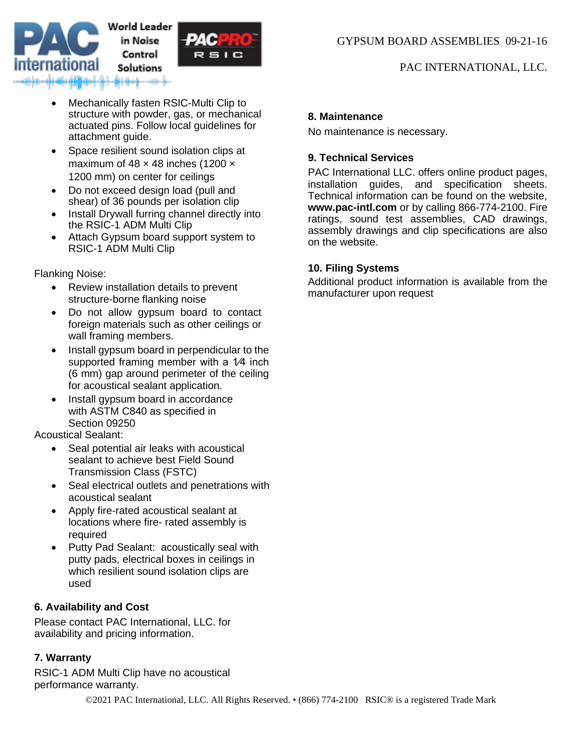- Mechanically fasten RSIC-Multi Clip to structure with powder, gas, or mechanical actuated pins. Follow local guidelines for attachment guide.
- Space resilient sound isolation clips at maximum of 48 × 48 inches (1200 × 1200 mm) on center for ceilings
- Do not exceed design load (pull and shear) of 36 pounds per isolation clip
- Install Drywall furring channel directly into the RSIC-1 ADM Multi Clip
- Attach Gypsum board support system to RSIC-1 ADM Multi Clip

Flanking Noise:

- Review installation details to prevent structure-borne flanking noise
- Do not allow gypsum board to contact foreign materials such as other ceilings or wall framing members.
- Install gypsum board in perpendicular to the supported framing member with a 1⁄4 inch (6 mm) gap around perimeter of the ceiling for acoustical sealant application.
- Install gypsum board in accordance with ASTM C840 as specified in Section 09250

Acoustical Sealant:

- Seal potential air leaks with acoustical sealant to achieve best Field Sound Transmission Class (FSTC)
- Seal electrical outlets and penetrations with acoustical sealant
- Apply fire-rated acoustical sealant at locations where fire- rated assembly is required
- Putty Pad Sealant: acoustically seal with putty pads, electrical boxes in ceilings in which resilient sound isolation clips are used

## 6. Availability and Cost

Please contact PAC International, LLC. for availability and pricing information.

## 7. Warranty

RSIC-1 ADM Multi Clip have no acoustical performance warranty.

## 8. Maintenance

No maintenance is necessary.

## 9. Technical Services

PAC International LLC. offers online product pages, installation guides, and specification sheets. Technical information can be found on the website, **www.pac-intl.com** or by calling 866-774-2100. Fire ratings, sound test assemblies, CAD drawings, assembly drawings and clip specifications are also on the website.

## 10. Filing Systems

Additional product information is available from the manufacturer upon request

©2021 PAC International, LLC. All Rights Reserved. • (866) 774-2100 RSIC® is a registered Trade Mark